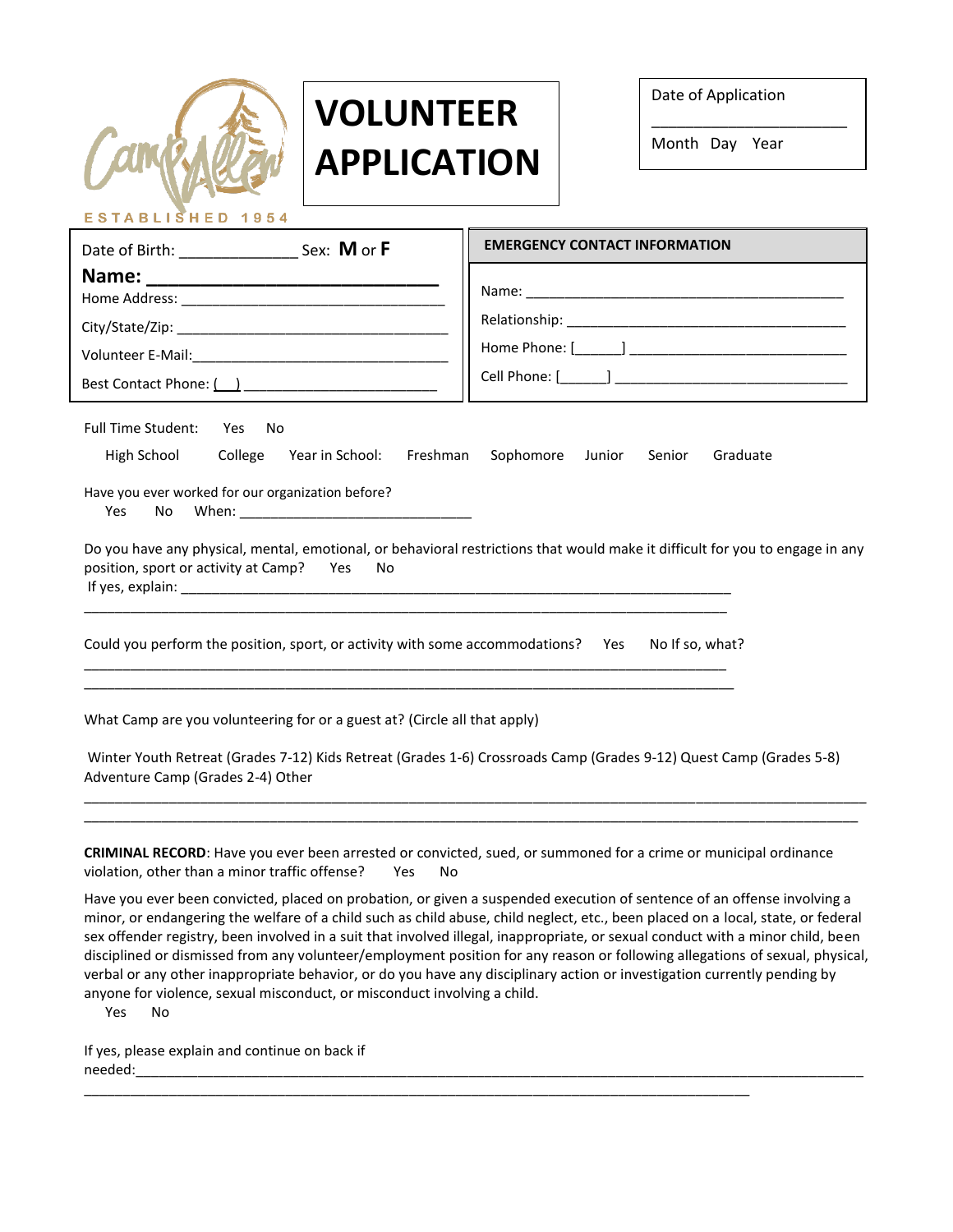Camp Allen
ESTABLISHED 1954

# VOLUNTEER APPLICATION

Date of Application

___________________

Month Day Year

| | EMERGENCY CONTACT INFORMATION |
|---|---|
| Date of Birth: _____________ Sex: **M** or **F** | Name: ______________________________________ |
| **Name: ___________________________** | Relationship: __________________________________ |
| Home Address: _____________________________ | Home Phone: [______] ___________________________ |
| City/State/Zip: _____________________________ | Cell Phone: [______] ____________________________ |
| Volunteer E-Mail:___________________________ | |
| Best Contact Phone: (   ) ______________________ | |

Full Time Student: Yes No

High School College Year in School: Freshman Sophomore Junior Senior Graduate

Have you ever worked for our organization before?
Yes No When: ____________________________

Do you have any physical, mental, emotional, or behavioral restrictions that would make it difficult for you to engage in any position, sport or activity at Camp? Yes No
If yes, explain: ______________________________________________________________________

________________________________________________________________________________

Could you perform the position, sport, or activity with some accommodations? Yes No If so, what?
________________________________________________________________________________
________________________________________________________________________________

What Camp are you volunteering for or a guest at? (Circle all that apply)

Winter Youth Retreat (Grades 7-12) Kids Retreat (Grades 1-6) Crossroads Camp (Grades 9-12) Quest Camp (Grades 5-8) Adventure Camp (Grades 2-4) Other

____________________________________________________________________________________________
____________________________________________________________________________________________

**CRIMINAL RECORD**: Have you ever been arrested or convicted, sued, or summoned for a crime or municipal ordinance violation, other than a minor traffic offense? Yes No

Have you ever been convicted, placed on probation, or given a suspended execution of sentence of an offense involving a minor, or endangering the welfare of a child such as child abuse, child neglect, etc., been placed on a local, state, or federal sex offender registry, been involved in a suit that involved illegal, inappropriate, or sexual conduct with a minor child, been disciplined or dismissed from any volunteer/employment position for any reason or following allegations of sexual, physical, verbal or any other inappropriate behavior, or do you have any disciplinary action or investigation currently pending by anyone for violence, sexual misconduct, or misconduct involving a child.
Yes No

If yes, please explain and continue on back if needed:___________________________________________________________________________________
________________________________________________________________________________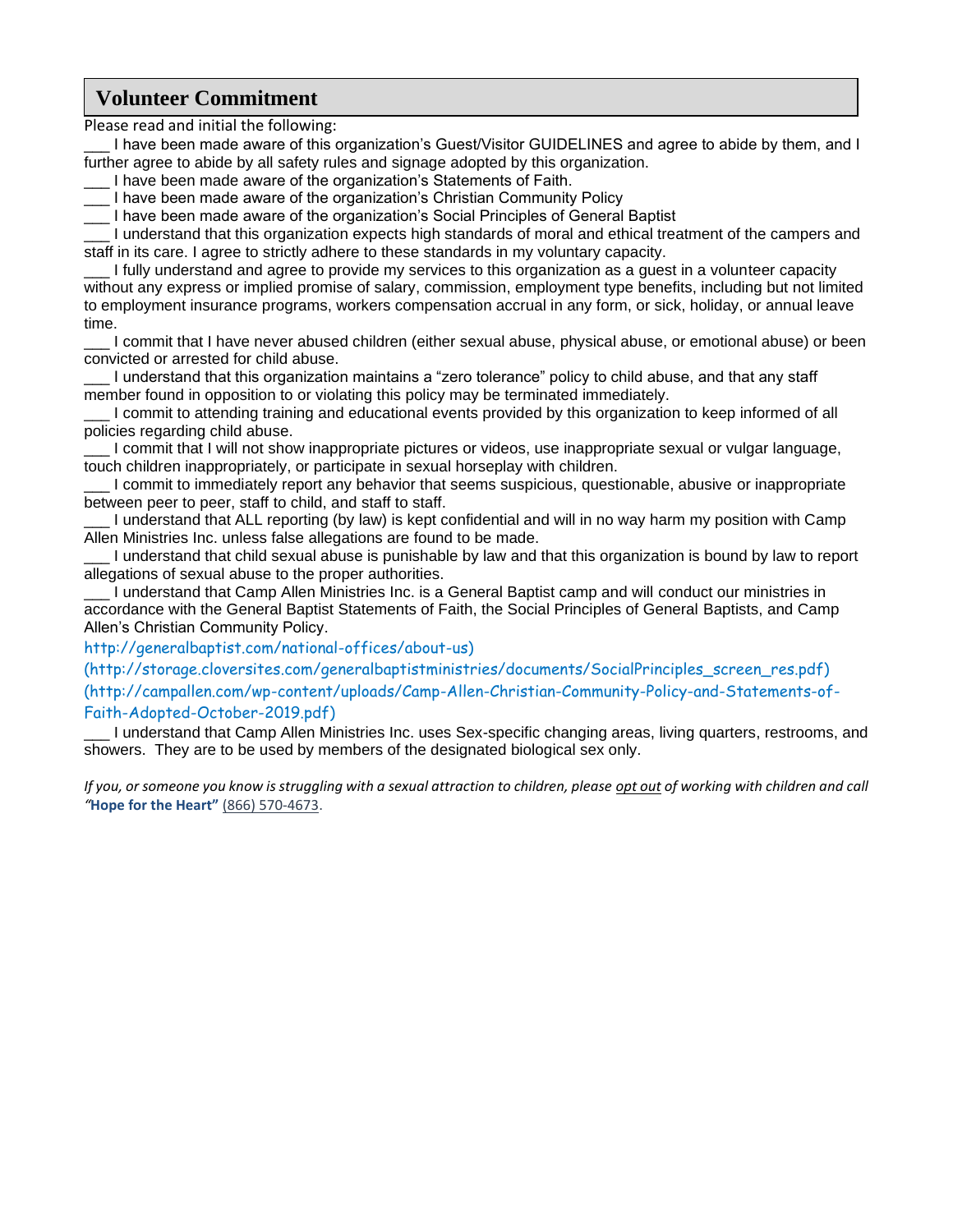## Volunteer Commitment

Please read and initial the following:

___ I have been made aware of this organization's Guest/Visitor GUIDELINES and agree to abide by them, and I further agree to abide by all safety rules and signage adopted by this organization.

___ I have been made aware of the organization's Statements of Faith.

___ I have been made aware of the organization's Christian Community Policy

___ I have been made aware of the organization's Social Principles of General Baptist

___ I understand that this organization expects high standards of moral and ethical treatment of the campers and staff in its care. I agree to strictly adhere to these standards in my voluntary capacity.

___ I fully understand and agree to provide my services to this organization as a guest in a volunteer capacity without any express or implied promise of salary, commission, employment type benefits, including but not limited to employment insurance programs, workers compensation accrual in any form, or sick, holiday, or annual leave time.

___ I commit that I have never abused children (either sexual abuse, physical abuse, or emotional abuse) or been convicted or arrested for child abuse.

___ I understand that this organization maintains a "zero tolerance" policy to child abuse, and that any staff member found in opposition to or violating this policy may be terminated immediately.

___ I commit to attending training and educational events provided by this organization to keep informed of all policies regarding child abuse.

___ I commit that I will not show inappropriate pictures or videos, use inappropriate sexual or vulgar language, touch children inappropriately, or participate in sexual horseplay with children.

___ I commit to immediately report any behavior that seems suspicious, questionable, abusive or inappropriate between peer to peer, staff to child, and staff to staff.

___ I understand that ALL reporting (by law) is kept confidential and will in no way harm my position with Camp Allen Ministries Inc. unless false allegations are found to be made.

___ I understand that child sexual abuse is punishable by law and that this organization is bound by law to report allegations of sexual abuse to the proper authorities.

___ I understand that Camp Allen Ministries Inc. is a General Baptist camp and will conduct our ministries in accordance with the General Baptist Statements of Faith, the Social Principles of General Baptists, and Camp Allen's Christian Community Policy.

http://generalbaptist.com/national-offices/about-us)
(http://storage.cloversites.com/generalbaptistministries/documents/SocialPrinciples_screen_res.pdf)
(http://campallen.com/wp-content/uploads/Camp-Allen-Christian-Community-Policy-and-Statements-of-Faith-Adopted-October-2019.pdf)

___ I understand that Camp Allen Ministries Inc. uses Sex-specific changing areas, living quarters, restrooms, and showers. They are to be used by members of the designated biological sex only.

*If you, or someone you know is struggling with a sexual attraction to children, please opt out of working with children and call "**Hope for the Heart**" (866) 570-4673.*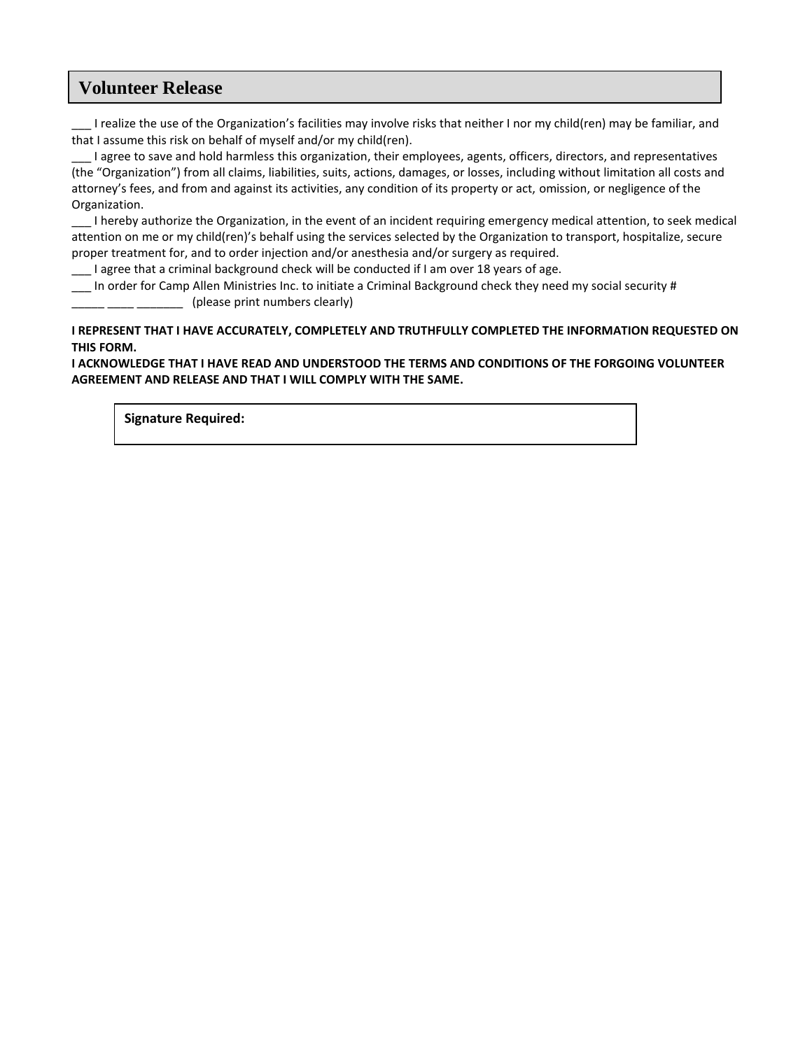## Volunteer Release

___ I realize the use of the Organization's facilities may involve risks that neither I nor my child(ren) may be familiar, and that I assume this risk on behalf of myself and/or my child(ren).

___ I agree to save and hold harmless this organization, their employees, agents, officers, directors, and representatives (the "Organization") from all claims, liabilities, suits, actions, damages, or losses, including without limitation all costs and attorney's fees, and from and against its activities, any condition of its property or act, omission, or negligence of the Organization.

___ I hereby authorize the Organization, in the event of an incident requiring emergency medical attention, to seek medical attention on me or my child(ren)'s behalf using the services selected by the Organization to transport, hospitalize, secure proper treatment for, and to order injection and/or anesthesia and/or surgery as required.

___ I agree that a criminal background check will be conducted if I am over 18 years of age.

___ In order for Camp Allen Ministries Inc. to initiate a Criminal Background check they need my social security # _____ ____ _______ (please print numbers clearly)

**I REPRESENT THAT I HAVE ACCURATELY, COMPLETELY AND TRUTHFULLY COMPLETED THE INFORMATION REQUESTED ON THIS FORM.**

**I ACKNOWLEDGE THAT I HAVE READ AND UNDERSTOOD THE TERMS AND CONDITIONS OF THE FORGOING VOLUNTEER AGREEMENT AND RELEASE AND THAT I WILL COMPLY WITH THE SAME.**

**Signature Required:**